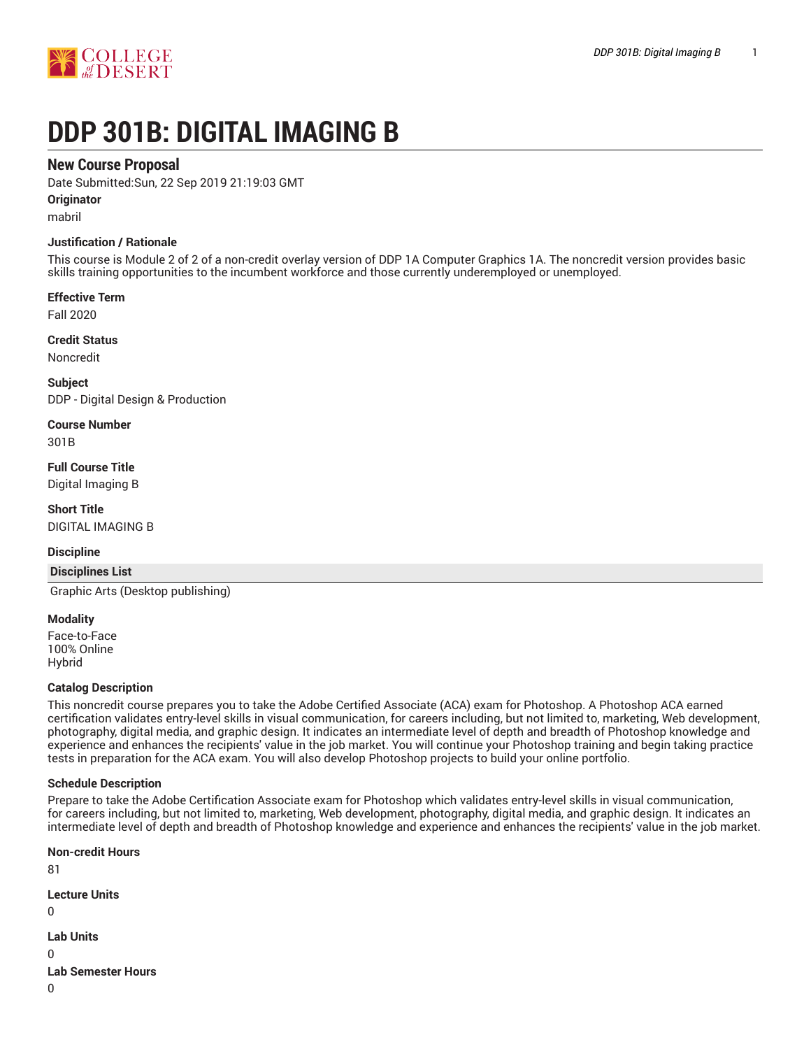# DDP 301B: DIGITAL IMAGING B

## New Course Proposal

Date Submitted:Sun, 22 Sep 2019 21:19:03 GMT

**Originator**

mabril

**Justification / Rationale**

This course is Module 2 of 2 of a non-credit overlay version of DDP 1A Computer Graphics 1A. The noncredit version provides basic skills training opportunities to the incumbent workforce and those currently underemployed or unemployed.

**Effective Term**

Fall 2020

**Credit Status**

Noncredit

**Subject**

DDP - Digital Design & Production

**Course Number**

301B

**Full Course Title**

Digital Imaging B

**Short Title**

DIGITAL IMAGING B

**Discipline**

| Disciplines List |
|---|
| Graphic Arts (Desktop publishing) |

**Modality**

Face-to-Face
100% Online
Hybrid

**Catalog Description**

This noncredit course prepares you to take the Adobe Certified Associate (ACA) exam for Photoshop. A Photoshop ACA earned certification validates entry-level skills in visual communication, for careers including, but not limited to, marketing, Web development, photography, digital media, and graphic design. It indicates an intermediate level of depth and breadth of Photoshop knowledge and experience and enhances the recipients' value in the job market. You will continue your Photoshop training and begin taking practice tests in preparation for the ACA exam. You will also develop Photoshop projects to build your online portfolio.

**Schedule Description**

Prepare to take the Adobe Certification Associate exam for Photoshop which validates entry-level skills in visual communication, for careers including, but not limited to, marketing, Web development, photography, digital media, and graphic design. It indicates an intermediate level of depth and breadth of Photoshop knowledge and experience and enhances the recipients' value in the job market.

**Non-credit Hours**

81

**Lecture Units**

0

**Lab Units**

0

**Lab Semester Hours**

0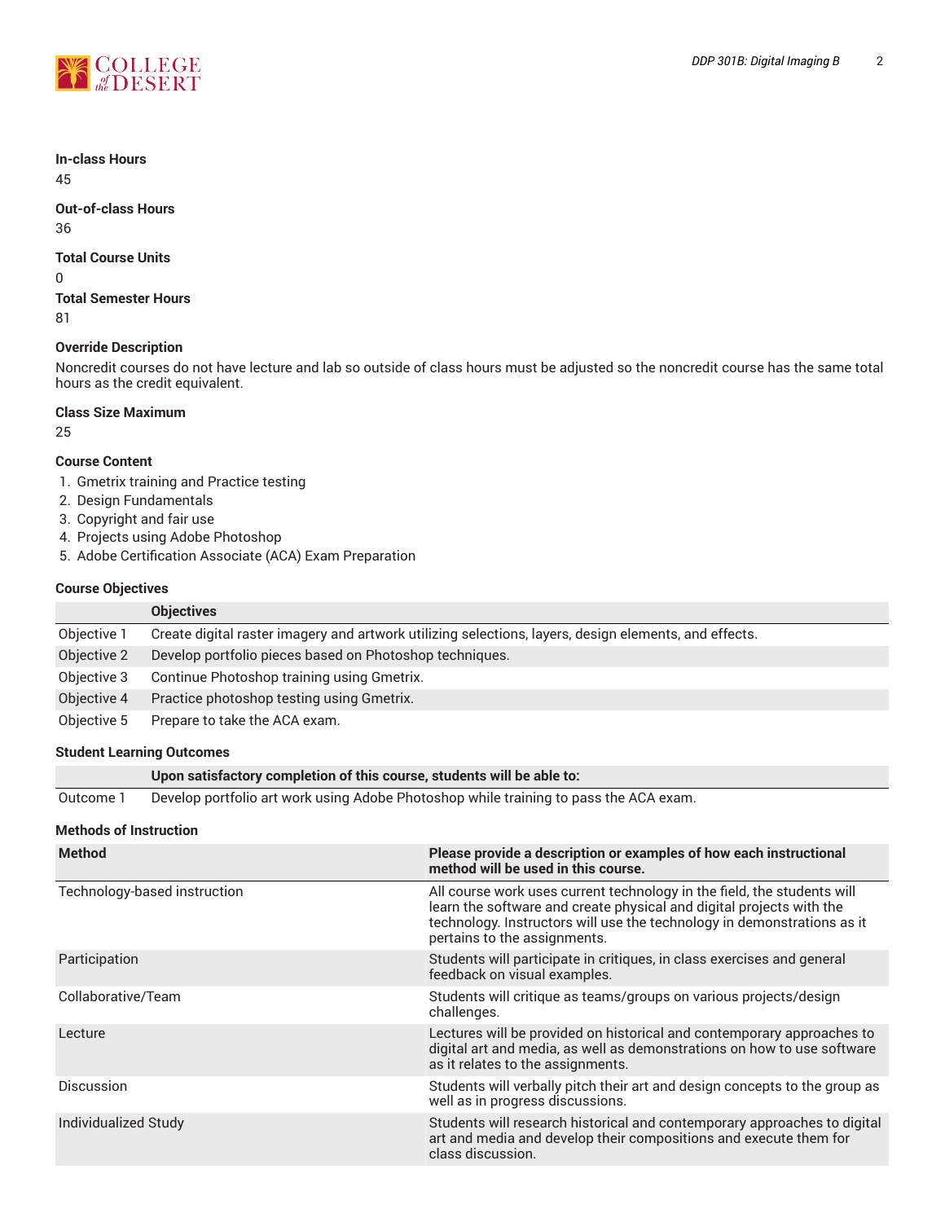**In-class Hours**
45

**Out-of-class Hours**
36

**Total Course Units**
0

**Total Semester Hours**
81

**Override Description**
Noncredit courses do not have lecture and lab so outside of class hours must be adjusted so the noncredit course has the same total hours as the credit equivalent.

**Class Size Maximum**
25

**Course Content**

1. Gmetrix training and Practice testing
2. Design Fundamentals
3. Copyright and fair use
4. Projects using Adobe Photoshop
5. Adobe Certification Associate (ACA) Exam Preparation

**Course Objectives**

| | Objectives |
|---|---|
| Objective 1 | Create digital raster imagery and artwork utilizing selections, layers, design elements, and effects. |
| Objective 2 | Develop portfolio pieces based on Photoshop techniques. |
| Objective 3 | Continue Photoshop training using Gmetrix. |
| Objective 4 | Practice photoshop testing using Gmetrix. |
| Objective 5 | Prepare to take the ACA exam. |

**Student Learning Outcomes**

| | Upon satisfactory completion of this course, students will be able to: |
|---|---|
| Outcome 1 | Develop portfolio art work using Adobe Photoshop while training to pass the ACA exam. |

**Methods of Instruction**

| Method | Please provide a description or examples of how each instructional method will be used in this course. |
|---|---|
| Technology-based instruction | All course work uses current technology in the field, the students will learn the software and create physical and digital projects with the technology. Instructors will use the technology in demonstrations as it pertains to the assignments. |
| Participation | Students will participate in critiques, in class exercises and general feedback on visual examples. |
| Collaborative/Team | Students will critique as teams/groups on various projects/design challenges. |
| Lecture | Lectures will be provided on historical and contemporary approaches to digital art and media, as well as demonstrations on how to use software as it relates to the assignments. |
| Discussion | Students will verbally pitch their art and design concepts to the group as well as in progress discussions. |
| Individualized Study | Students will research historical and contemporary approaches to digital art and media and develop their compositions and execute them for class discussion. |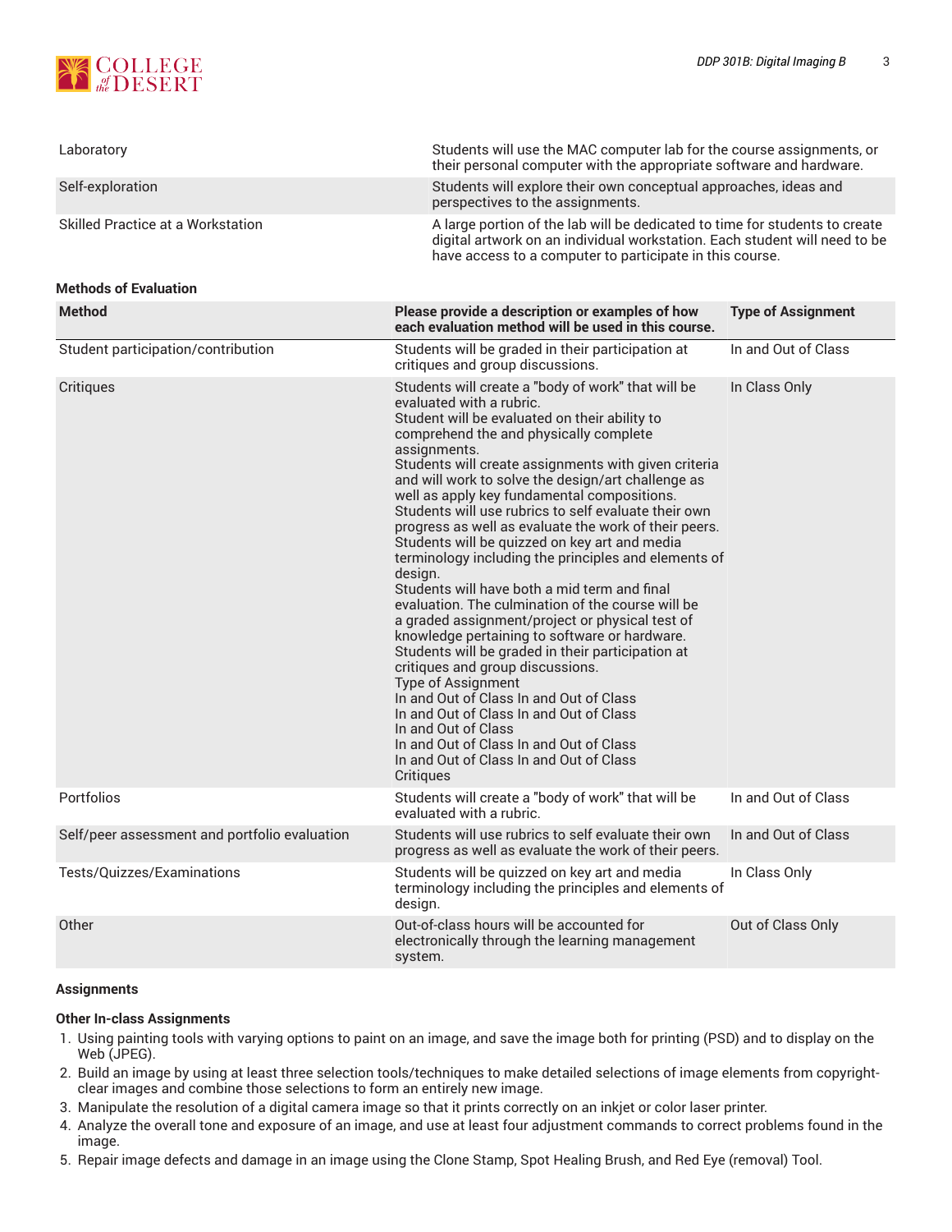| | |
|---|---|
| Laboratory | Students will use the MAC computer lab for the course assignments, or their personal computer with the appropriate software and hardware. |
| Self-exploration | Students will explore their own conceptual approaches, ideas and perspectives to the assignments. |
| Skilled Practice at a Workstation | A large portion of the lab will be dedicated to time for students to create digital artwork on an individual workstation. Each student will need to be have access to a computer to participate in this course. |

**Methods of Evaluation**

| Method | Please provide a description or examples of how each evaluation method will be used in this course. | Type of Assignment |
|---|---|---|
| Student participation/contribution | Students will be graded in their participation at critiques and group discussions. | In and Out of Class |
| Critiques | Students will create a "body of work" that will be evaluated with a rubric. Student will be evaluated on their ability to comprehend the and physically complete assignments. Students will create assignments with given criteria and will work to solve the design/art challenge as well as apply key fundamental compositions. Students will use rubrics to self evaluate their own progress as well as evaluate the work of their peers. Students will be quizzed on key art and media terminology including the principles and elements of design. Students will have both a mid term and final evaluation. The culmination of the course will be a graded assignment/project or physical test of knowledge pertaining to software or hardware. Students will be graded in their participation at critiques and group discussions. Type of Assignment In and Out of Class In and Out of Class In and Out of Class In and Out of Class In and Out of Class In and Out of Class In and Out of Class In and Out of Class In and Out of Class Critiques | In Class Only |
| Portfolios | Students will create a "body of work" that will be evaluated with a rubric. | In and Out of Class |
| Self/peer assessment and portfolio evaluation | Students will use rubrics to self evaluate their own progress as well as evaluate the work of their peers. | In and Out of Class |
| Tests/Quizzes/Examinations | Students will be quizzed on key art and media terminology including the principles and elements of design. | In Class Only |
| Other | Out-of-class hours will be accounted for electronically through the learning management system. | Out of Class Only |

**Assignments**

**Other In-class Assignments**

1. Using painting tools with varying options to paint on an image, and save the image both for printing (PSD) and to display on the Web (JPEG).
2. Build an image by using at least three selection tools/techniques to make detailed selections of image elements from copyright-clear images and combine those selections to form an entirely new image.
3. Manipulate the resolution of a digital camera image so that it prints correctly on an inkjet or color laser printer.
4. Analyze the overall tone and exposure of an image, and use at least four adjustment commands to correct problems found in the image.
5. Repair image defects and damage in an image using the Clone Stamp, Spot Healing Brush, and Red Eye (removal) Tool.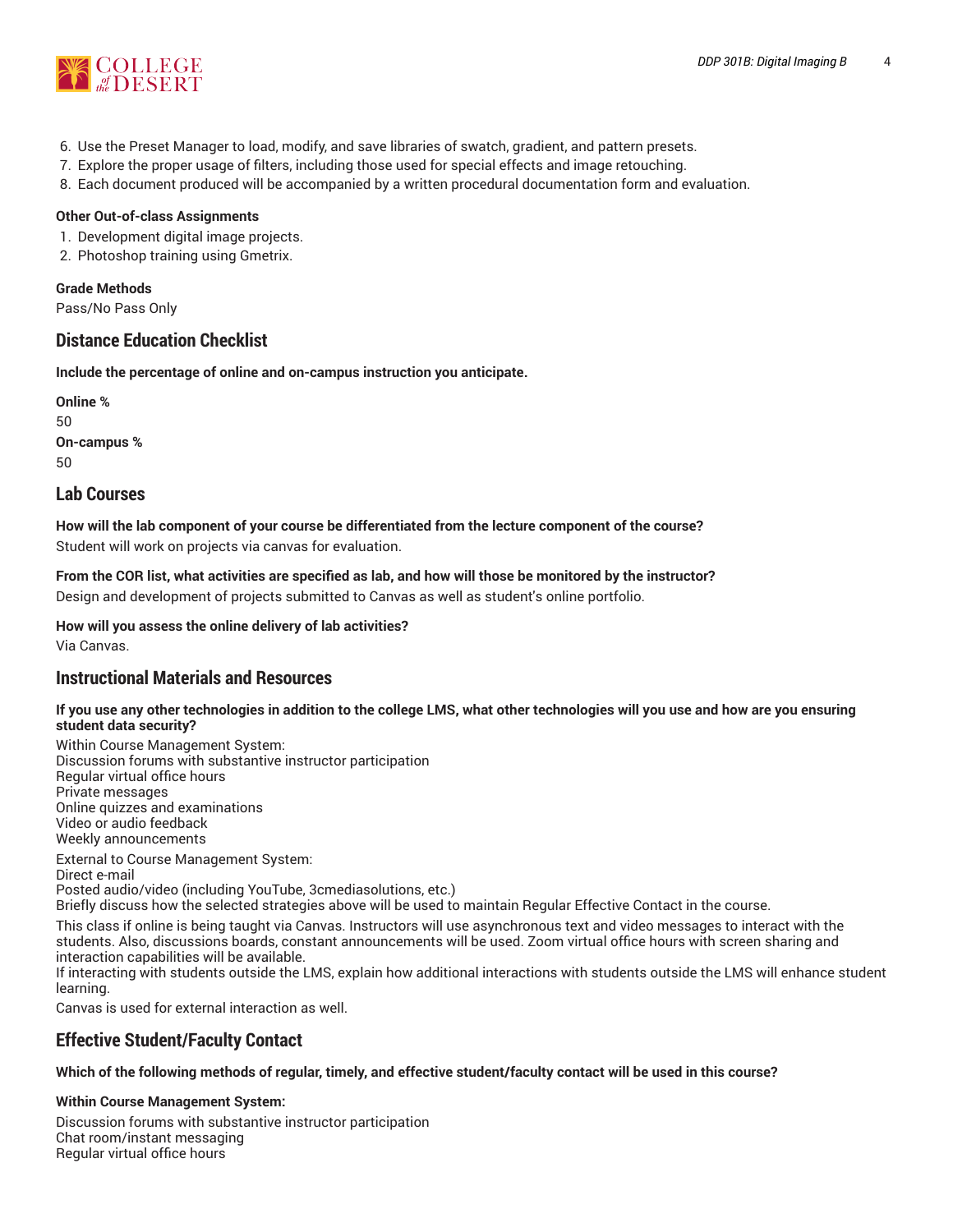6. Use the Preset Manager to load, modify, and save libraries of swatch, gradient, and pattern presets.
7. Explore the proper usage of filters, including those used for special effects and image retouching.
8. Each document produced will be accompanied by a written procedural documentation form and evaluation.

**Other Out-of-class Assignments**

1. Development digital image projects.
2. Photoshop training using Gmetrix.

**Grade Methods**

Pass/No Pass Only

## Distance Education Checklist

**Include the percentage of online and on-campus instruction you anticipate.**

**Online %**

50

**On-campus %**

50

## Lab Courses

**How will the lab component of your course be differentiated from the lecture component of the course?**

Student will work on projects via canvas for evaluation.

**From the COR list, what activities are specified as lab, and how will those be monitored by the instructor?**

Design and development of projects submitted to Canvas as well as student's online portfolio.

**How will you assess the online delivery of lab activities?**

Via Canvas.

## Instructional Materials and Resources

**If you use any other technologies in addition to the college LMS, what other technologies will you use and how are you ensuring student data security?**

Within Course Management System:
Discussion forums with substantive instructor participation
Regular virtual office hours
Private messages
Online quizzes and examinations
Video or audio feedback
Weekly announcements

External to Course Management System:
Direct e-mail
Posted audio/video (including YouTube, 3cmediasolutions, etc.)
Briefly discuss how the selected strategies above will be used to maintain Regular Effective Contact in the course.

This class if online is being taught via Canvas. Instructors will use asynchronous text and video messages to interact with the students. Also, discussions boards, constant announcements will be used. Zoom virtual office hours with screen sharing and interaction capabilities will be available.
If interacting with students outside the LMS, explain how additional interactions with students outside the LMS will enhance student learning.

Canvas is used for external interaction as well.

## Effective Student/Faculty Contact

**Which of the following methods of regular, timely, and effective student/faculty contact will be used in this course?**

**Within Course Management System:**

Discussion forums with substantive instructor participation
Chat room/instant messaging
Regular virtual office hours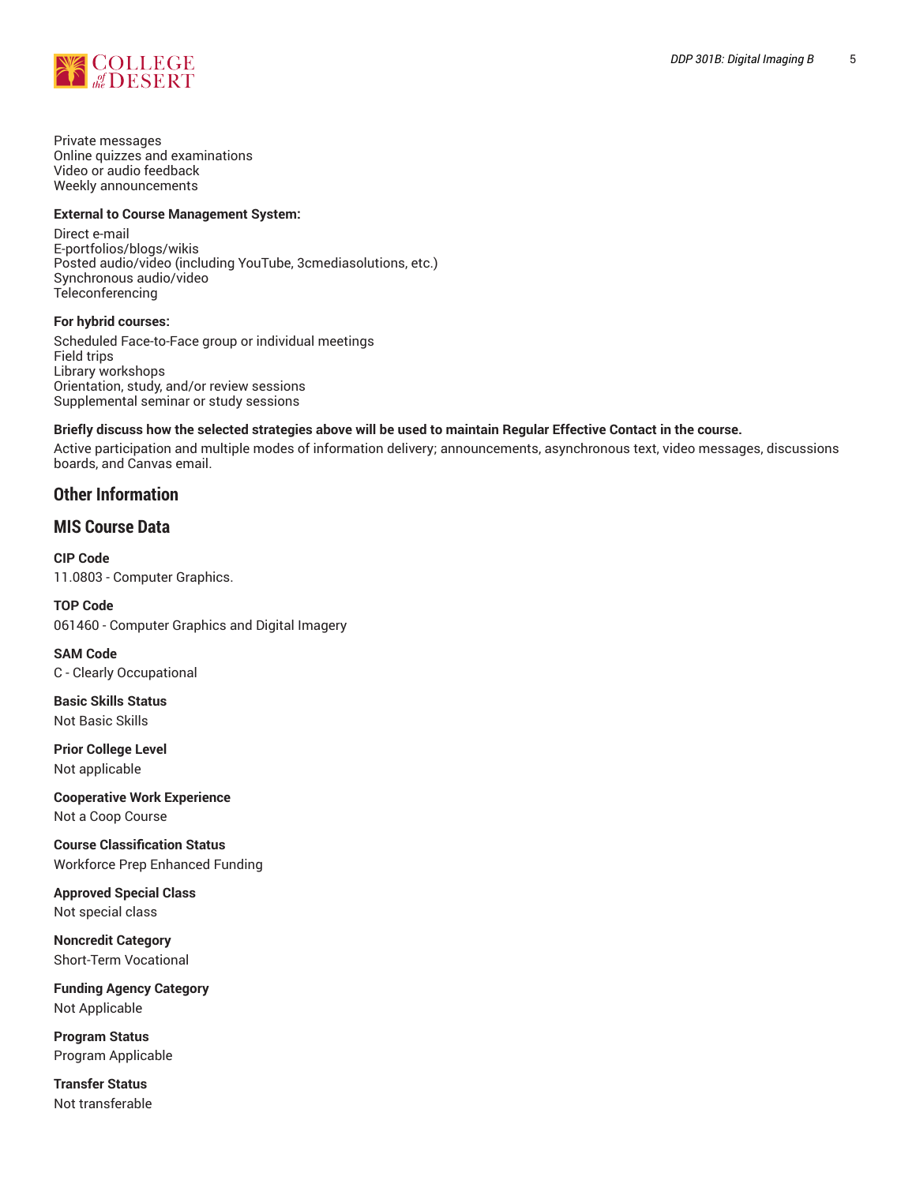Private messages
Online quizzes and examinations
Video or audio feedback
Weekly announcements

**External to Course Management System:**

Direct e-mail
E-portfolios/blogs/wikis
Posted audio/video (including YouTube, 3cmediasolutions, etc.)
Synchronous audio/video
Teleconferencing

**For hybrid courses:**

Scheduled Face-to-Face group or individual meetings
Field trips
Library workshops
Orientation, study, and/or review sessions
Supplemental seminar or study sessions

**Briefly discuss how the selected strategies above will be used to maintain Regular Effective Contact in the course.**

Active participation and multiple modes of information delivery; announcements, asynchronous text, video messages, discussions boards, and Canvas email.

## Other Information

## MIS Course Data

**CIP Code**
11.0803 - Computer Graphics.

**TOP Code**
061460 - Computer Graphics and Digital Imagery

**SAM Code**
C - Clearly Occupational

**Basic Skills Status**
Not Basic Skills

**Prior College Level**
Not applicable

**Cooperative Work Experience**
Not a Coop Course

**Course Classification Status**
Workforce Prep Enhanced Funding

**Approved Special Class**
Not special class

**Noncredit Category**
Short-Term Vocational

**Funding Agency Category**
Not Applicable

**Program Status**
Program Applicable

**Transfer Status**
Not transferable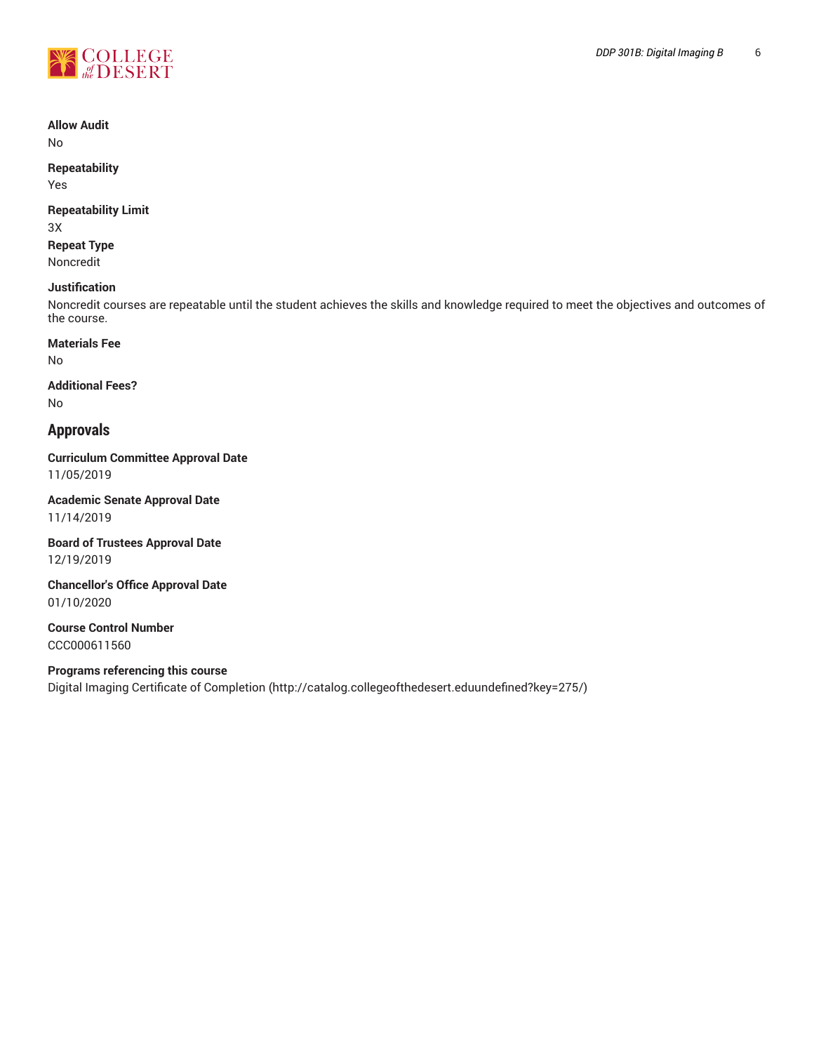**Allow Audit**
No

**Repeatability**
Yes

**Repeatability Limit**
3X

**Repeat Type**
Noncredit

**Justification**
Noncredit courses are repeatable until the student achieves the skills and knowledge required to meet the objectives and outcomes of the course.

**Materials Fee**
No

**Additional Fees?**
No

## Approvals

**Curriculum Committee Approval Date**
11/05/2019

**Academic Senate Approval Date**
11/14/2019

**Board of Trustees Approval Date**
12/19/2019

**Chancellor's Office Approval Date**
01/10/2020

**Course Control Number**
CCC000611560

**Programs referencing this course**
Digital Imaging Certificate of Completion (http://catalog.collegeofthedesert.eduundefined?key=275/)